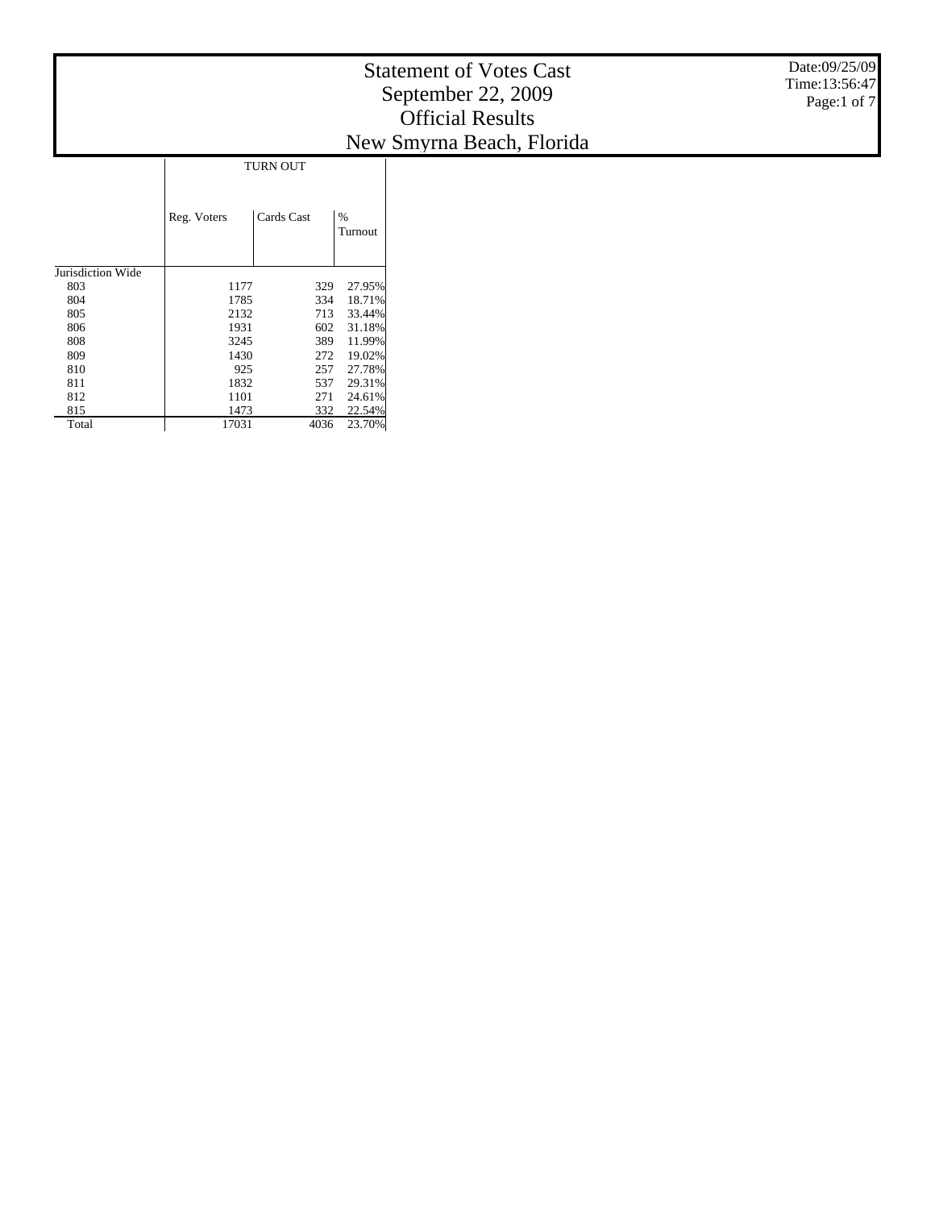# Statement of Votes Cast
# September 22, 2009
# Official Results
# New Smyrna Beach, Florida

Date:09/25/09
Time:13:56:47

| | TURN OUT | | |
|---|---|---|---|
| | Reg. Voters | Cards Cast | % Turnout |
| Jurisdiction Wide | | | |
| 803 | 1177 | 329 | 27.95% |
| 804 | 1785 | 334 | 18.71% |
| 805 | 2132 | 713 | 33.44% |
| 806 | 1931 | 602 | 31.18% |
| 808 | 3245 | 389 | 11.99% |
| 809 | 1430 | 272 | 19.02% |
| 810 | 925 | 257 | 27.78% |
| 811 | 1832 | 537 | 29.31% |
| 812 | 1101 | 271 | 24.61% |
| 815 | 1473 | 332 | 22.54% |
| Total | 17031 | 4036 | 23.70% |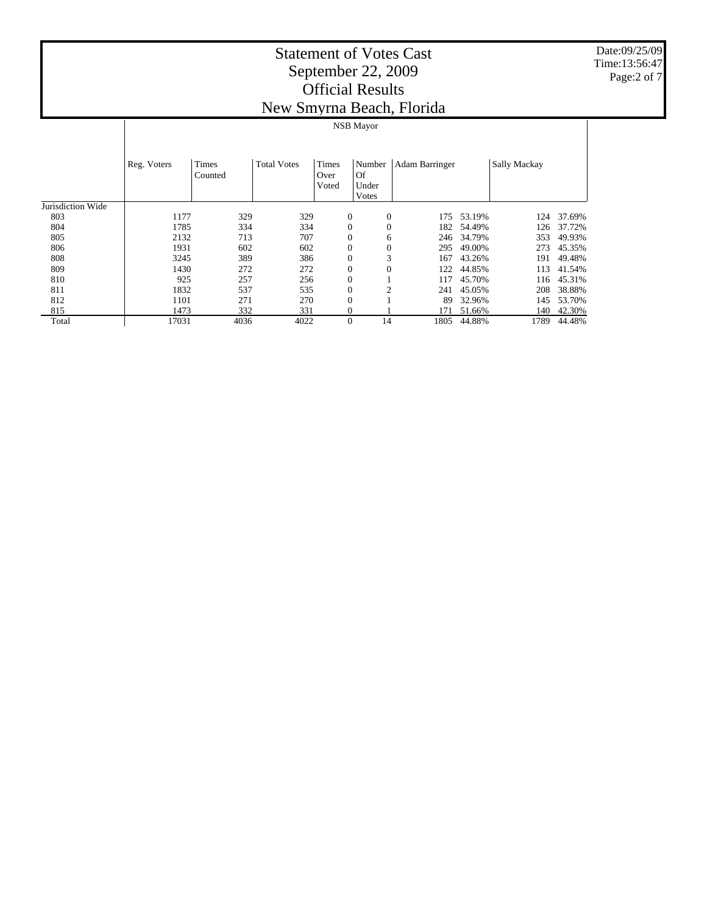# Statement of Votes Cast
# September 22, 2009
# Official Results
# New Smyrna Beach, Florida

Date:09/25/09
Time:13:56:47

NSB Mayor

| | Reg. Voters | Times Counted | Total Votes | Times Over Voted | Number Of Under Votes | Adam Barringer | | Sally Mackay | |
|---|---|---|---|---|---|---|---|---|---|
| Jurisdiction Wide | | | | | | | | | |
| 803 | 1177 | 329 | 329 | 0 | 0 | 175 | 53.19% | 124 | 37.69% |
| 804 | 1785 | 334 | 334 | 0 | 0 | 182 | 54.49% | 126 | 37.72% |
| 805 | 2132 | 713 | 707 | 0 | 6 | 246 | 34.79% | 353 | 49.93% |
| 806 | 1931 | 602 | 602 | 0 | 0 | 295 | 49.00% | 273 | 45.35% |
| 808 | 3245 | 389 | 386 | 0 | 3 | 167 | 43.26% | 191 | 49.48% |
| 809 | 1430 | 272 | 272 | 0 | 0 | 122 | 44.85% | 113 | 41.54% |
| 810 | 925 | 257 | 256 | 0 | 1 | 117 | 45.70% | 116 | 45.31% |
| 811 | 1832 | 537 | 535 | 0 | 2 | 241 | 45.05% | 208 | 38.88% |
| 812 | 1101 | 271 | 270 | 0 | 1 | 89 | 32.96% | 145 | 53.70% |
| 815 | 1473 | 332 | 331 | 0 | 1 | 171 | 51.66% | 140 | 42.30% |
| Total | 17031 | 4036 | 4022 | 0 | 14 | 1805 | 44.88% | 1789 | 44.48% |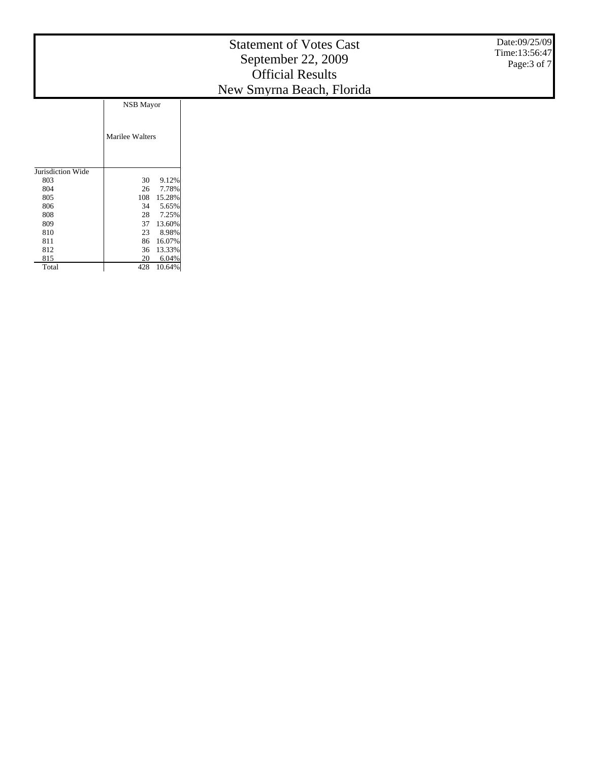# Statement of Votes Cast
# September 22, 2009
# Official Results
# New Smyrna Beach, Florida

Date:09/25/09
Time:13:56:47

| | NSB Mayor | |
|---|---|---|
| | Marilee Walters | |
| Jurisdiction Wide | | |
| 803 | 30 | 9.12% |
| 804 | 26 | 7.78% |
| 805 | 108 | 15.28% |
| 806 | 34 | 5.65% |
| 808 | 28 | 7.25% |
| 809 | 37 | 13.60% |
| 810 | 23 | 8.98% |
| 811 | 86 | 16.07% |
| 812 | 36 | 13.33% |
| 815 | 20 | 6.04% |
| Total | 428 | 10.64% |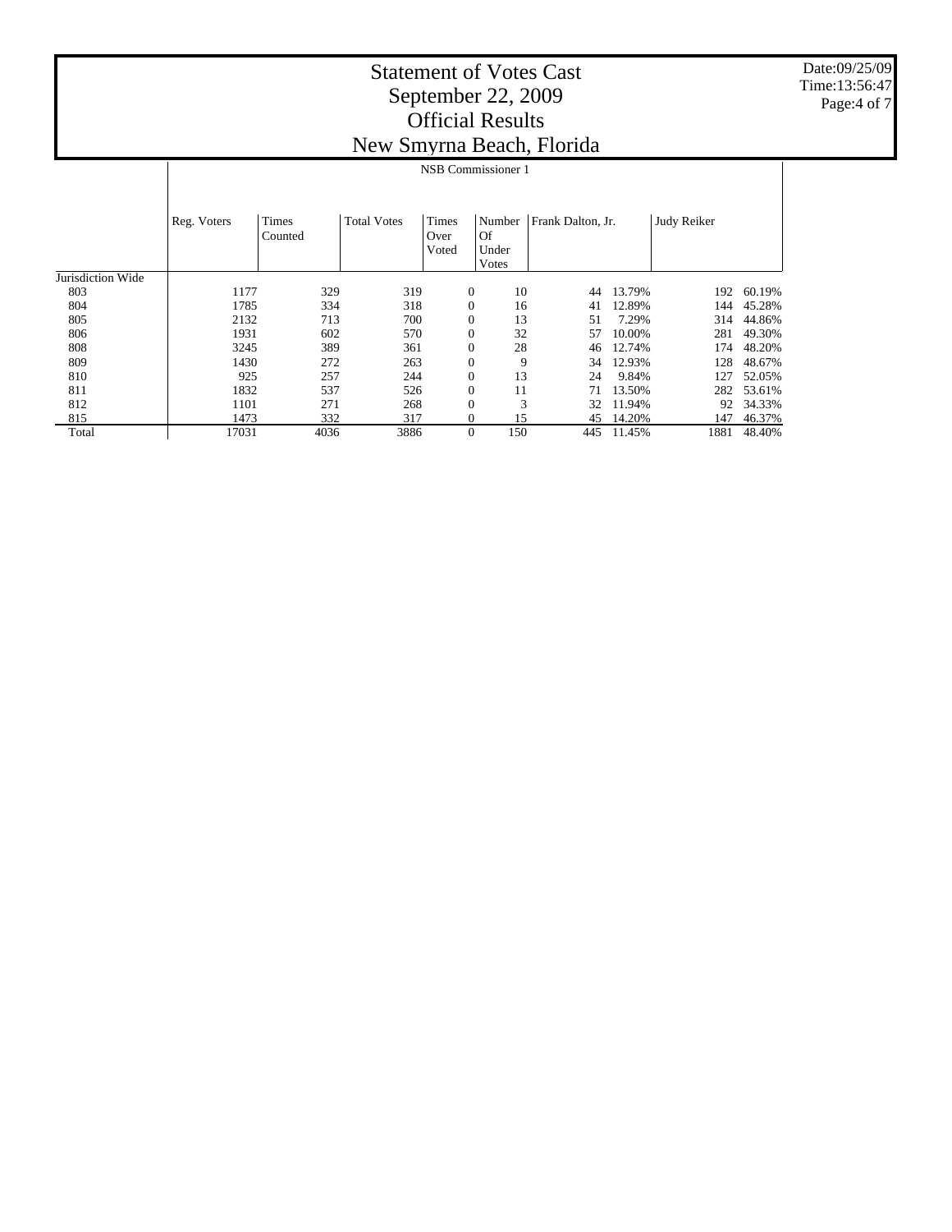# Statement of Votes Cast
## September 22, 2009
## Official Results
## New Smyrna Beach, Florida

NSB Commissioner 1

| | Reg. Voters | Times Counted | Total Votes | Times Over Voted | Number Of Under Votes | Frank Dalton, Jr. | | Judy Reiker | |
|---|---|---|---|---|---|---|---|---|---|
| Jurisdiction Wide | | | | | | | | | |
| 803 | 1177 | 329 | 319 | 0 | 10 | 44 | 13.79% | 192 | 60.19% |
| 804 | 1785 | 334 | 318 | 0 | 16 | 41 | 12.89% | 144 | 45.28% |
| 805 | 2132 | 713 | 700 | 0 | 13 | 51 | 7.29% | 314 | 44.86% |
| 806 | 1931 | 602 | 570 | 0 | 32 | 57 | 10.00% | 281 | 49.30% |
| 808 | 3245 | 389 | 361 | 0 | 28 | 46 | 12.74% | 174 | 48.20% |
| 809 | 1430 | 272 | 263 | 0 | 9 | 34 | 12.93% | 128 | 48.67% |
| 810 | 925 | 257 | 244 | 0 | 13 | 24 | 9.84% | 127 | 52.05% |
| 811 | 1832 | 537 | 526 | 0 | 11 | 71 | 13.50% | 282 | 53.61% |
| 812 | 1101 | 271 | 268 | 0 | 3 | 32 | 11.94% | 92 | 34.33% |
| 815 | 1473 | 332 | 317 | 0 | 15 | 45 | 14.20% | 147 | 46.37% |
| Total | 17031 | 4036 | 3886 | 0 | 150 | 445 | 11.45% | 1881 | 48.40% |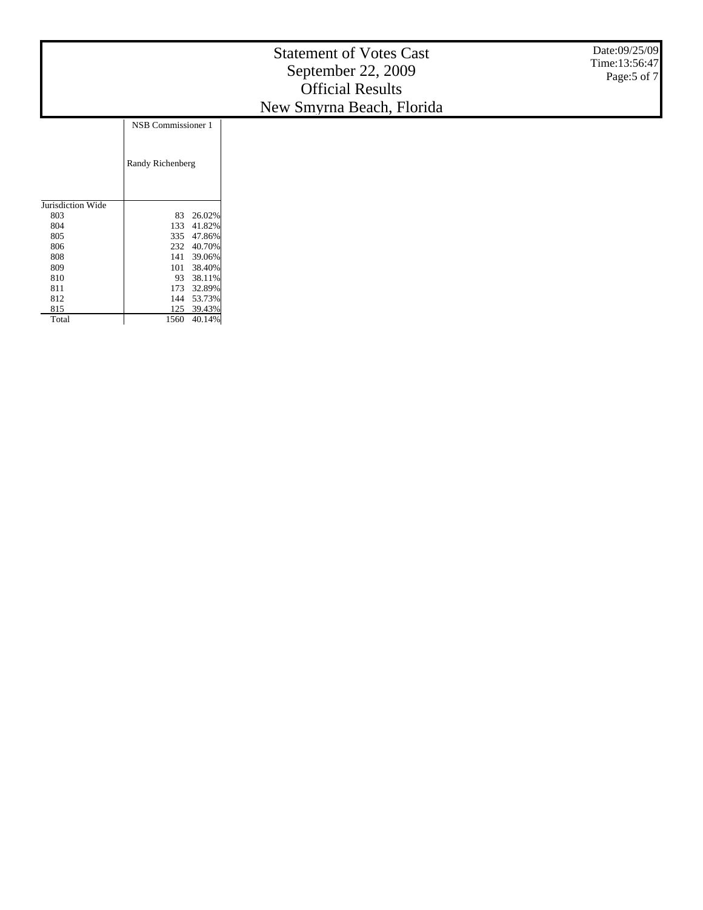# Statement of Votes Cast
## September 22, 2009
## Official Results
## New Smyrna Beach, Florida

Date:09/25/09
Time:13:56:47

| | NSB Commissioner 1 | |
|---|---|---|
| | Randy Richenberg | |
| Jurisdiction Wide | | |
| 803 | 83 | 26.02% |
| 804 | 133 | 41.82% |
| 805 | 335 | 47.86% |
| 806 | 232 | 40.70% |
| 808 | 141 | 39.06% |
| 809 | 101 | 38.40% |
| 810 | 93 | 38.11% |
| 811 | 173 | 32.89% |
| 812 | 144 | 53.73% |
| 815 | 125 | 39.43% |
| Total | 1560 | 40.14% |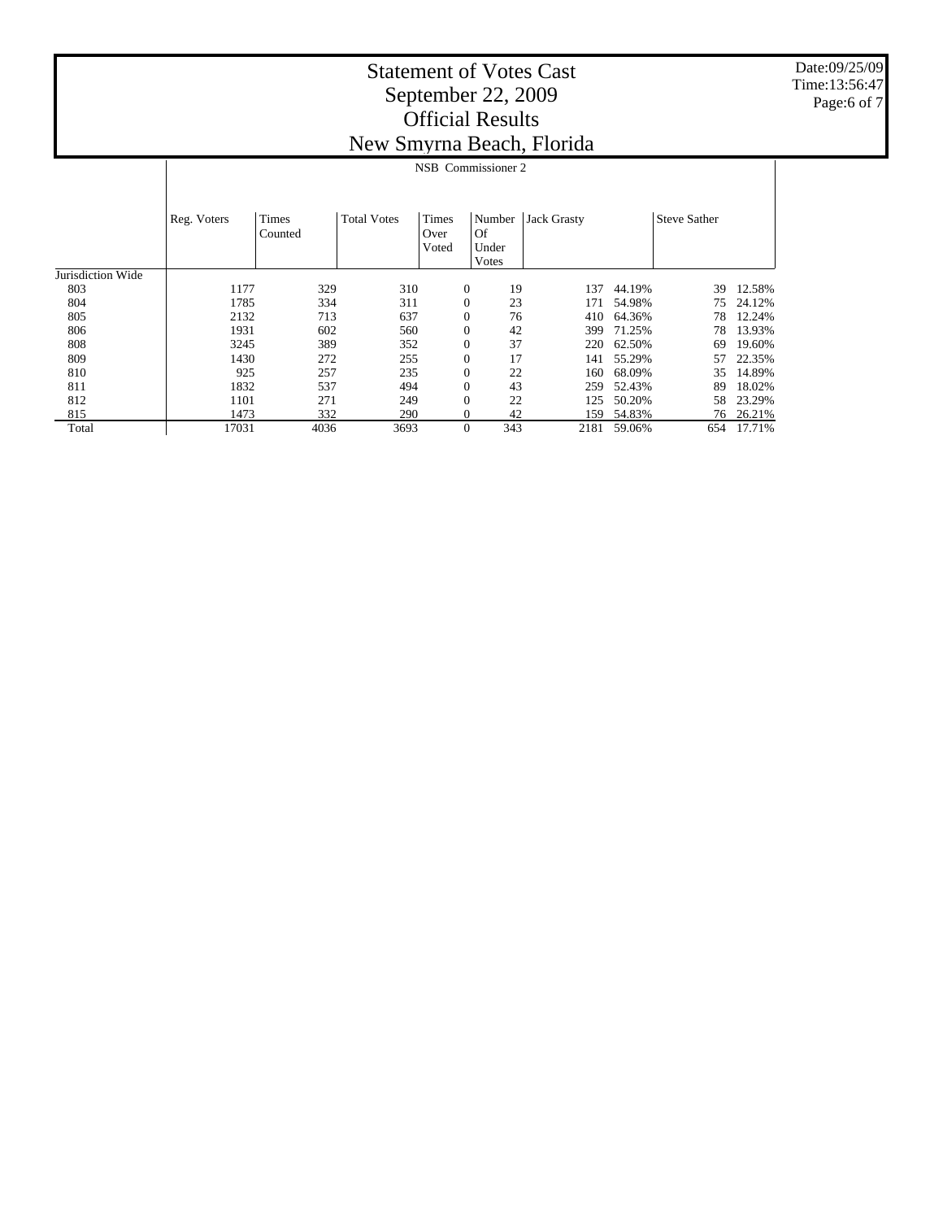# Statement of Votes Cast
# September 22, 2009
# Official Results
# New Smyrna Beach, Florida

Date:09/25/09
Time:13:56:47

## NSB Commissioner 2

| | Reg. Voters | Times Counted | Total Votes | Times Over Voted | Number Of Under Votes | Jack Grasty | | Steve Sather | |
|---|---|---|---|---|---|---|---|---|---|
| Jurisdiction Wide | | | | | | | | | |
| 803 | 1177 | 329 | 310 | 0 | 19 | 137 | 44.19% | 39 | 12.58% |
| 804 | 1785 | 334 | 311 | 0 | 23 | 171 | 54.98% | 75 | 24.12% |
| 805 | 2132 | 713 | 637 | 0 | 76 | 410 | 64.36% | 78 | 12.24% |
| 806 | 1931 | 602 | 560 | 0 | 42 | 399 | 71.25% | 78 | 13.93% |
| 808 | 3245 | 389 | 352 | 0 | 37 | 220 | 62.50% | 69 | 19.60% |
| 809 | 1430 | 272 | 255 | 0 | 17 | 141 | 55.29% | 57 | 22.35% |
| 810 | 925 | 257 | 235 | 0 | 22 | 160 | 68.09% | 35 | 14.89% |
| 811 | 1832 | 537 | 494 | 0 | 43 | 259 | 52.43% | 89 | 18.02% |
| 812 | 1101 | 271 | 249 | 0 | 22 | 125 | 50.20% | 58 | 23.29% |
| 815 | 1473 | 332 | 290 | 0 | 42 | 159 | 54.83% | 76 | 26.21% |
| Total | 17031 | 4036 | 3693 | 0 | 343 | 2181 | 59.06% | 654 | 17.71% |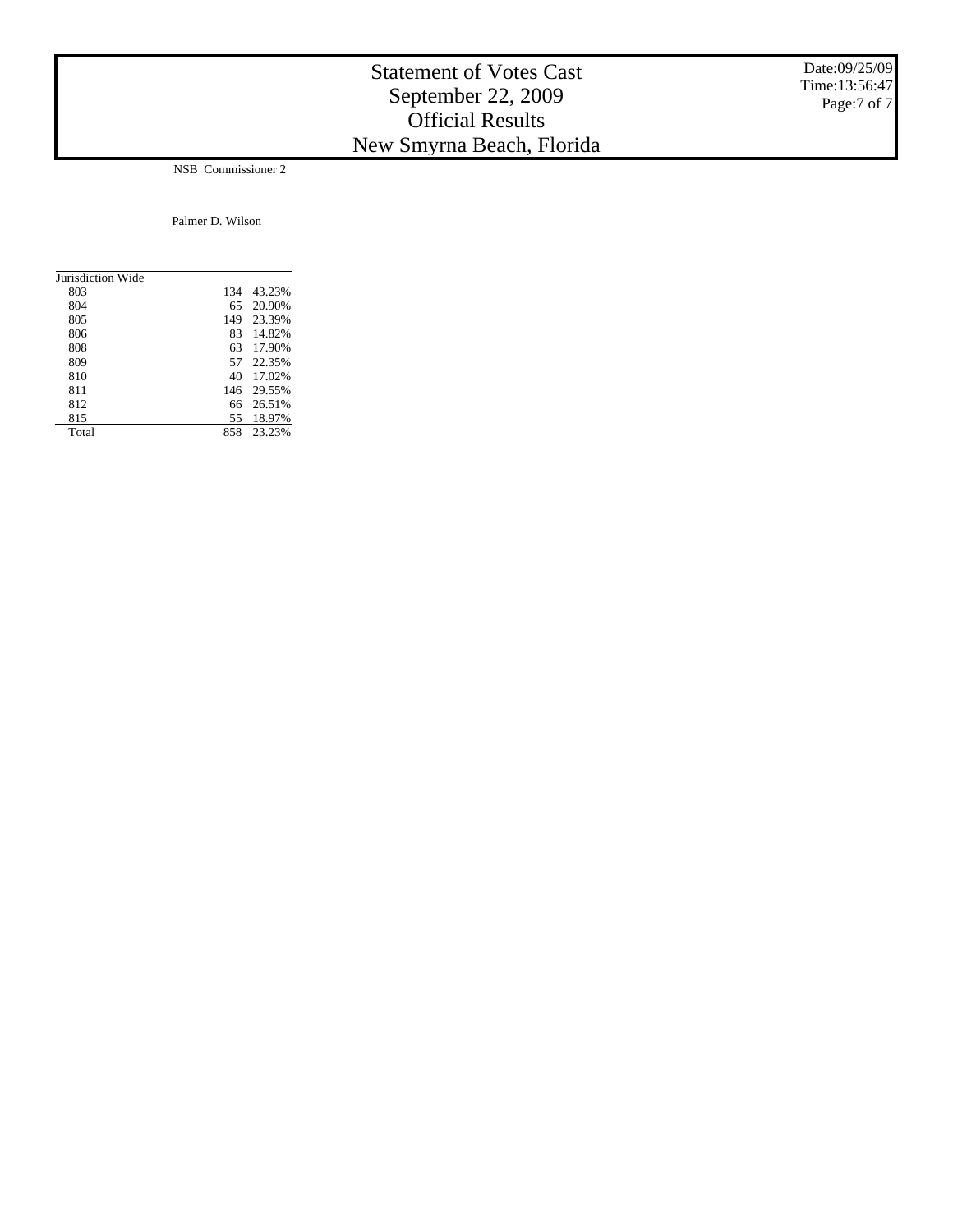# Statement of Votes Cast
## September 22, 2009
## Official Results
## New Smyrna Beach, Florida

Date:09/25/09
Time:13:56:47

| | NSB Commissioner 2 | |
|---|---|---|
| | Palmer D. Wilson | |
| Jurisdiction Wide | | |
| 803 | 134 | 43.23% |
| 804 | 65 | 20.90% |
| 805 | 149 | 23.39% |
| 806 | 83 | 14.82% |
| 808 | 63 | 17.90% |
| 809 | 57 | 22.35% |
| 810 | 40 | 17.02% |
| 811 | 146 | 29.55% |
| 812 | 66 | 26.51% |
| 815 | 55 | 18.97% |
| Total | 858 | 23.23% |